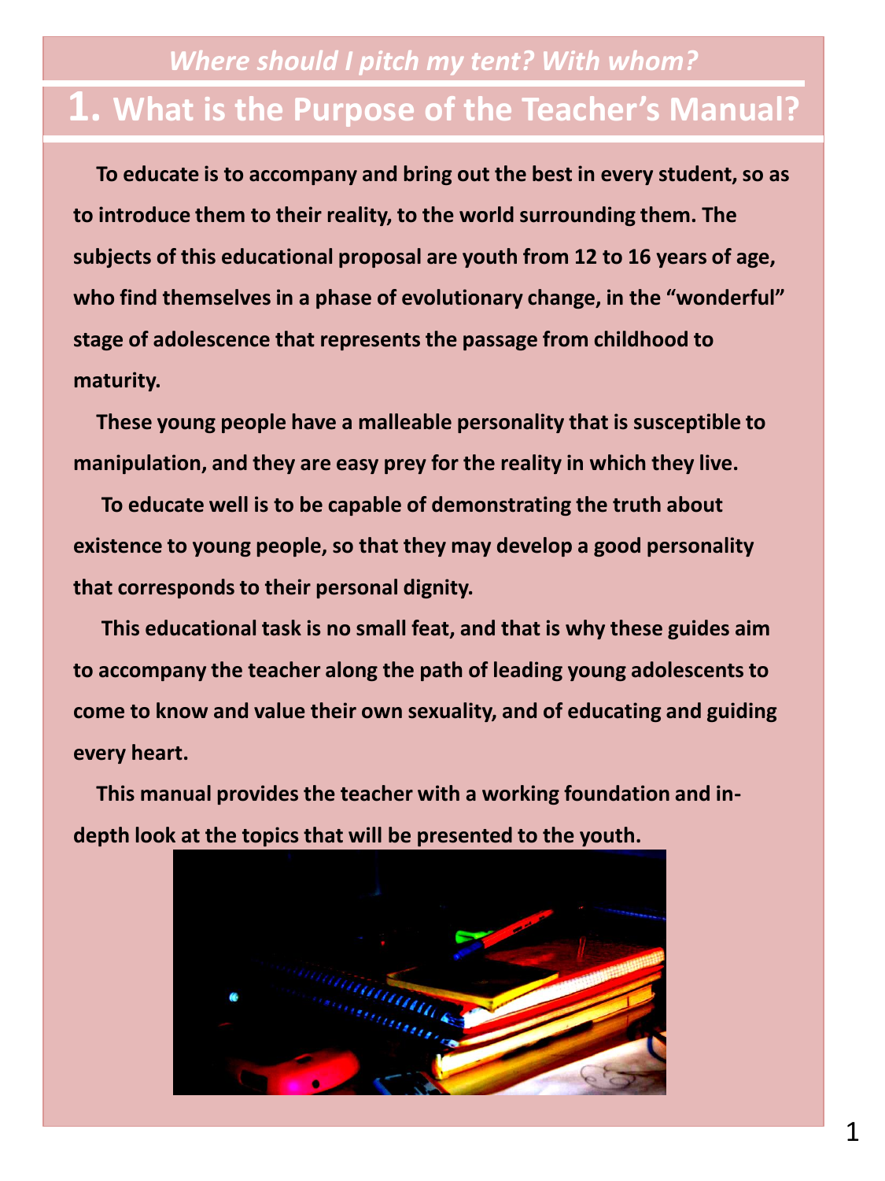*Where should I pitch my tent? With whom?*

# 1. What is the Purpose of the Teacher's Manual?

**To educate is to accompany and bring out the best in every student, so as to introduce them to their reality, to the world surrounding them. The subjects of this educational proposal are youth from 12 to 16 years of age, who find themselves in a phase of evolutionary change, in the "wonderful" stage of adolescence that represents the passage from childhood to maturity.**

**These young people have a malleable personality that is susceptible to manipulation, and they are easy prey for the reality in which they live.**

**To educate well is to be capable of demonstrating the truth about existence to young people, so that they may develop a good personality that corresponds to their personal dignity.**

**This educational task is no small feat, and that is why these guides aim to accompany the teacher along the path of leading young adolescents to come to know and value their own sexuality, and of educating and guiding every heart.**

**This manual provides the teacher with a working foundation and in-depth look at the topics that will be presented to the youth.**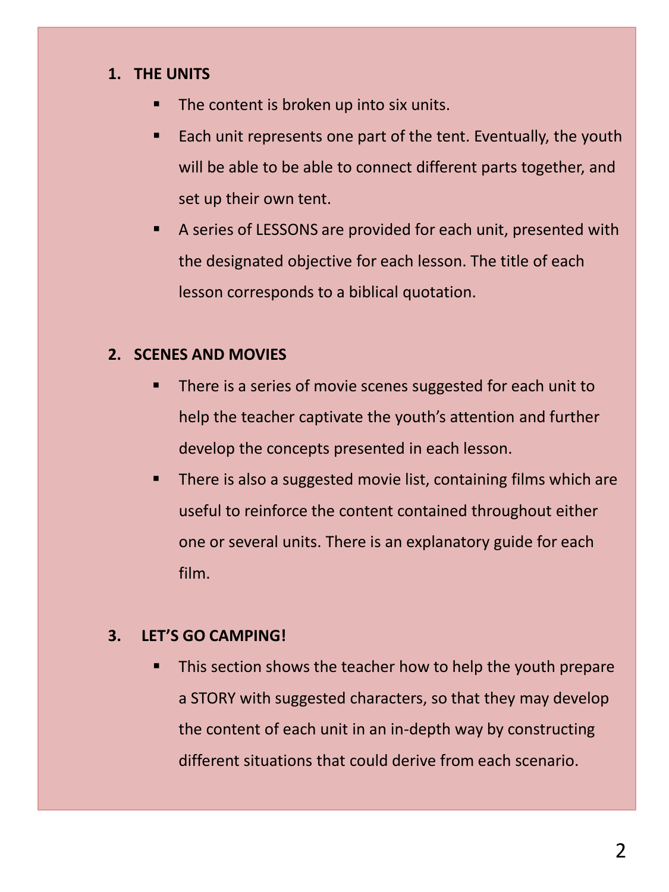1. **THE UNITS**
   - The content is broken up into six units.
   - Each unit represents one part of the tent. Eventually, the youth will be able to be able to connect different parts together, and set up their own tent.
   - A series of LESSONS are provided for each unit, presented with the designated objective for each lesson. The title of each lesson corresponds to a biblical quotation.

2. **SCENES AND MOVIES**
   - There is a series of movie scenes suggested for each unit to help the teacher captivate the youth's attention and further develop the concepts presented in each lesson.
   - There is also a suggested movie list, containing films which are useful to reinforce the content contained throughout either one or several units. There is an explanatory guide for each film.

3. **LET'S GO CAMPING!**
   - This section shows the teacher how to help the youth prepare a STORY with suggested characters, so that they may develop the content of each unit in an in-depth way by constructing different situations that could derive from each scenario.